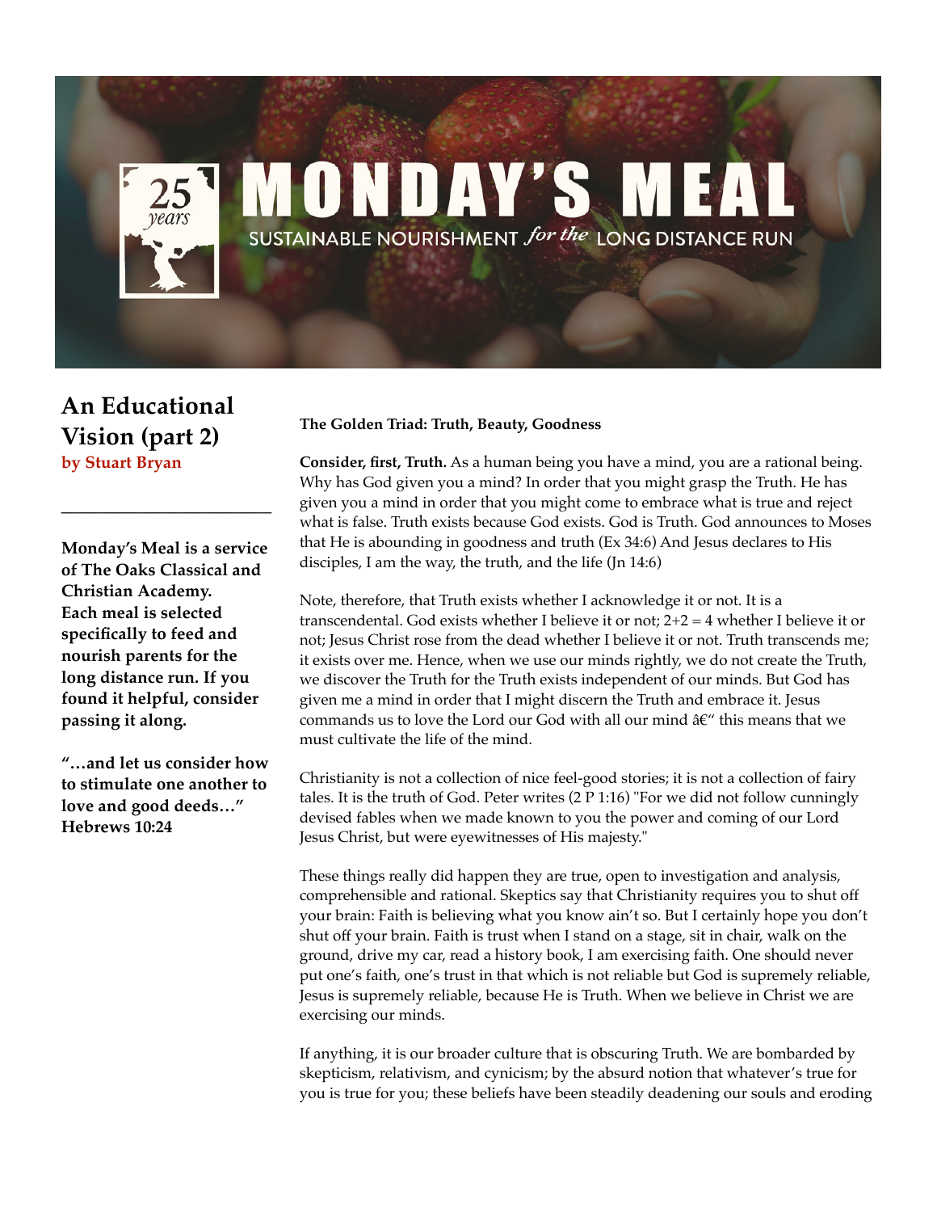# MONDAY'S MEAL

SUSTAINABLE NOURISHMENT *for the* LONG DISTANCE RUN

25 *years*

## An Educational Vision (part 2)

**by Stuart Bryan**

**Monday's Meal is a service of The Oaks Classical and Christian Academy. Each meal is selected specifically to feed and nourish parents for the long distance run. If you found it helpful, consider passing it along.**

**"…and let us consider how to stimulate one another to love and good deeds…" Hebrews 10:24**

**The Golden Triad: Truth, Beauty, Goodness**

**Consider, first, Truth.** As a human being you have a mind, you are a rational being. Why has God given you a mind? In order that you might grasp the Truth. He has given you a mind in order that you might come to embrace what is true and reject what is false. Truth exists because God exists. God is Truth. God announces to Moses that He is abounding in goodness and truth (Ex 34:6) And Jesus declares to His disciples, I am the way, the truth, and the life (Jn 14:6)

Note, therefore, that Truth exists whether I acknowledge it or not. It is a transcendental. God exists whether I believe it or not; 2+2 = 4 whether I believe it or not; Jesus Christ rose from the dead whether I believe it or not. Truth transcends me; it exists over me. Hence, when we use our minds rightly, we do not create the Truth, we discover the Truth for the Truth exists independent of our minds. But God has given me a mind in order that I might discern the Truth and embrace it. Jesus commands us to love the Lord our God with all our mind â€" this means that we must cultivate the life of the mind.

Christianity is not a collection of nice feel-good stories; it is not a collection of fairy tales. It is the truth of God. Peter writes (2 P 1:16) "For we did not follow cunningly devised fables when we made known to you the power and coming of our Lord Jesus Christ, but were eyewitnesses of His majesty."

These things really did happen they are true, open to investigation and analysis, comprehensible and rational. Skeptics say that Christianity requires you to shut off your brain: Faith is believing what you know ain't so. But I certainly hope you don't shut off your brain. Faith is trust when I stand on a stage, sit in chair, walk on the ground, drive my car, read a history book, I am exercising faith. One should never put one's faith, one's trust in that which is not reliable but God is supremely reliable, Jesus is supremely reliable, because He is Truth. When we believe in Christ we are exercising our minds.

If anything, it is our broader culture that is obscuring Truth. We are bombarded by skepticism, relativism, and cynicism; by the absurd notion that whatever's true for you is true for you; these beliefs have been steadily deadening our souls and eroding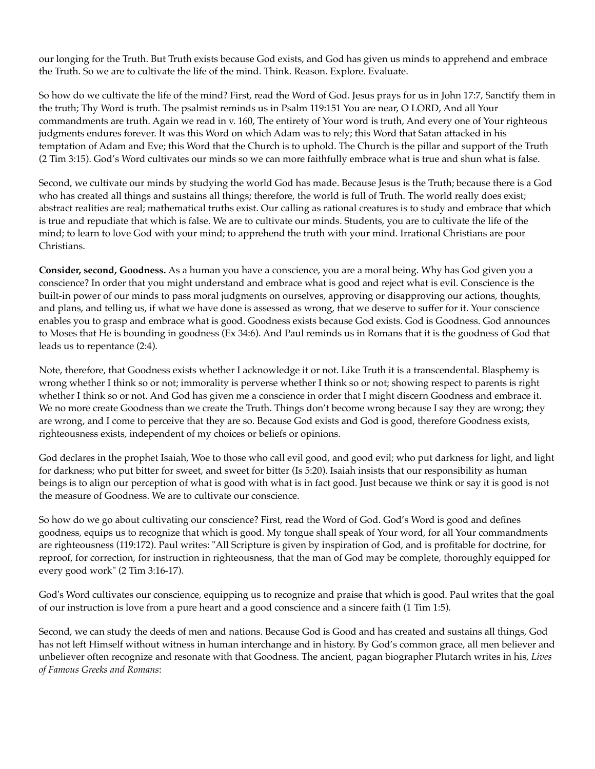our longing for the Truth. But Truth exists because God exists, and God has given us minds to apprehend and embrace the Truth. So we are to cultivate the life of the mind. Think. Reason. Explore. Evaluate.

So how do we cultivate the life of the mind? First, read the Word of God. Jesus prays for us in John 17:7, Sanctify them in the truth; Thy Word is truth. The psalmist reminds us in Psalm 119:151 You are near, O LORD, And all Your commandments are truth. Again we read in v. 160, The entirety of Your word is truth, And every one of Your righteous judgments endures forever. It was this Word on which Adam was to rely; this Word that Satan attacked in his temptation of Adam and Eve; this Word that the Church is to uphold. The Church is the pillar and support of the Truth (2 Tim 3:15). God's Word cultivates our minds so we can more faithfully embrace what is true and shun what is false.

Second, we cultivate our minds by studying the world God has made. Because Jesus is the Truth; because there is a God who has created all things and sustains all things; therefore, the world is full of Truth. The world really does exist; abstract realities are real; mathematical truths exist. Our calling as rational creatures is to study and embrace that which is true and repudiate that which is false. We are to cultivate our minds. Students, you are to cultivate the life of the mind; to learn to love God with your mind; to apprehend the truth with your mind. Irrational Christians are poor Christians.

**Consider, second, Goodness.** As a human you have a conscience, you are a moral being. Why has God given you a conscience? In order that you might understand and embrace what is good and reject what is evil. Conscience is the built-in power of our minds to pass moral judgments on ourselves, approving or disapproving our actions, thoughts, and plans, and telling us, if what we have done is assessed as wrong, that we deserve to suffer for it. Your conscience enables you to grasp and embrace what is good. Goodness exists because God exists. God is Goodness. God announces to Moses that He is bounding in goodness (Ex 34:6). And Paul reminds us in Romans that it is the goodness of God that leads us to repentance (2:4).

Note, therefore, that Goodness exists whether I acknowledge it or not. Like Truth it is a transcendental. Blasphemy is wrong whether I think so or not; immorality is perverse whether I think so or not; showing respect to parents is right whether I think so or not. And God has given me a conscience in order that I might discern Goodness and embrace it. We no more create Goodness than we create the Truth. Things don't become wrong because I say they are wrong; they are wrong, and I come to perceive that they are so. Because God exists and God is good, therefore Goodness exists, righteousness exists, independent of my choices or beliefs or opinions.

God declares in the prophet Isaiah, Woe to those who call evil good, and good evil; who put darkness for light, and light for darkness; who put bitter for sweet, and sweet for bitter (Is 5:20). Isaiah insists that our responsibility as human beings is to align our perception of what is good with what is in fact good. Just because we think or say it is good is not the measure of Goodness. We are to cultivate our conscience.

So how do we go about cultivating our conscience? First, read the Word of God. God's Word is good and defines goodness, equips us to recognize that which is good. My tongue shall speak of Your word, for all Your commandments are righteousness (119:172). Paul writes: "All Scripture is given by inspiration of God, and is profitable for doctrine, for reproof, for correction, for instruction in righteousness, that the man of God may be complete, thoroughly equipped for every good work" (2 Tim 3:16-17).

God's Word cultivates our conscience, equipping us to recognize and praise that which is good. Paul writes that the goal of our instruction is love from a pure heart and a good conscience and a sincere faith (1 Tim 1:5).

Second, we can study the deeds of men and nations. Because God is Good and has created and sustains all things, God has not left Himself without witness in human interchange and in history. By God's common grace, all men believer and unbeliever often recognize and resonate with that Goodness. The ancient, pagan biographer Plutarch writes in his, *Lives of Famous Greeks and Romans*: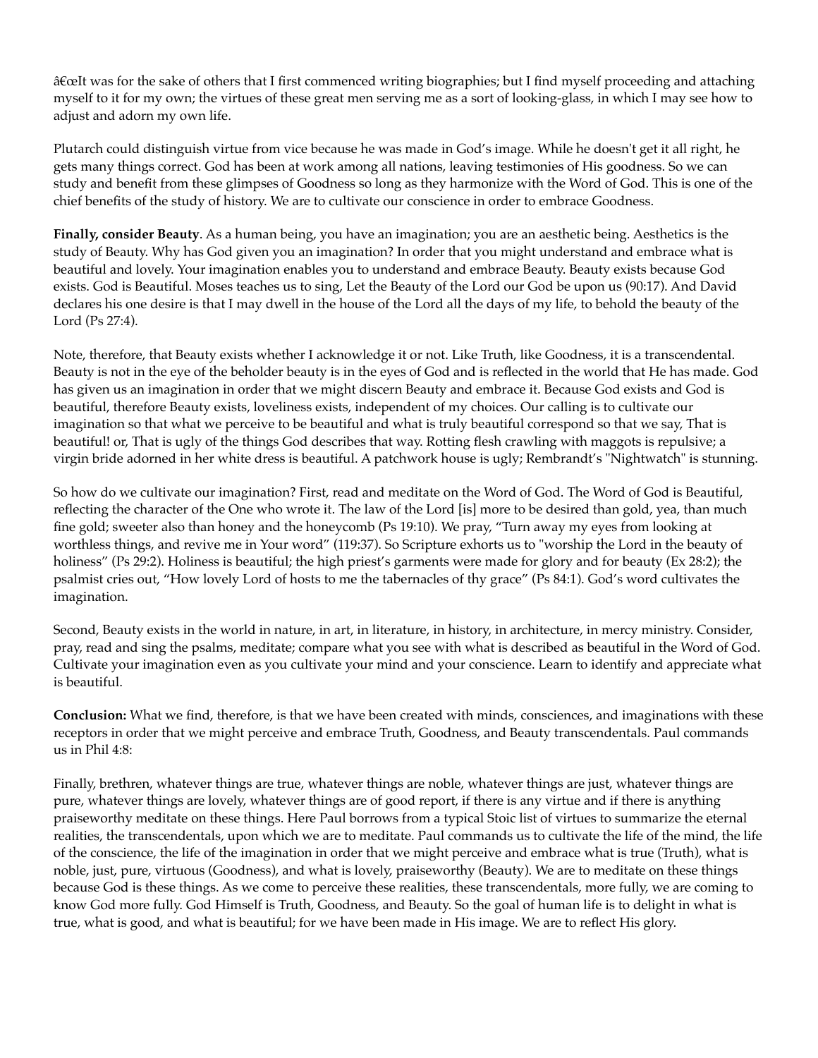â€œIt was for the sake of others that I first commenced writing biographies; but I find myself proceeding and attaching myself to it for my own; the virtues of these great men serving me as a sort of looking-glass, in which I may see how to adjust and adorn my own life.

Plutarch could distinguish virtue from vice because he was made in God's image. While he doesn't get it all right, he gets many things correct. God has been at work among all nations, leaving testimonies of His goodness. So we can study and benefit from these glimpses of Goodness so long as they harmonize with the Word of God. This is one of the chief benefits of the study of history. We are to cultivate our conscience in order to embrace Goodness.

**Finally, consider Beauty**. As a human being, you have an imagination; you are an aesthetic being. Aesthetics is the study of Beauty. Why has God given you an imagination? In order that you might understand and embrace what is beautiful and lovely. Your imagination enables you to understand and embrace Beauty. Beauty exists because God exists. God is Beautiful. Moses teaches us to sing, Let the Beauty of the Lord our God be upon us (90:17). And David declares his one desire is that I may dwell in the house of the Lord all the days of my life, to behold the beauty of the Lord (Ps 27:4).

Note, therefore, that Beauty exists whether I acknowledge it or not. Like Truth, like Goodness, it is a transcendental. Beauty is not in the eye of the beholder beauty is in the eyes of God and is reflected in the world that He has made. God has given us an imagination in order that we might discern Beauty and embrace it. Because God exists and God is beautiful, therefore Beauty exists, loveliness exists, independent of my choices. Our calling is to cultivate our imagination so that what we perceive to be beautiful and what is truly beautiful correspond so that we say, That is beautiful! or, That is ugly of the things God describes that way. Rotting flesh crawling with maggots is repulsive; a virgin bride adorned in her white dress is beautiful. A patchwork house is ugly; Rembrandt's "Nightwatch" is stunning.

So how do we cultivate our imagination? First, read and meditate on the Word of God. The Word of God is Beautiful, reflecting the character of the One who wrote it. The law of the Lord [is] more to be desired than gold, yea, than much fine gold; sweeter also than honey and the honeycomb (Ps 19:10). We pray, "Turn away my eyes from looking at worthless things, and revive me in Your word" (119:37). So Scripture exhorts us to "worship the Lord in the beauty of holiness" (Ps 29:2). Holiness is beautiful; the high priest's garments were made for glory and for beauty (Ex 28:2); the psalmist cries out, "How lovely Lord of hosts to me the tabernacles of thy grace" (Ps 84:1). God's word cultivates the imagination.

Second, Beauty exists in the world in nature, in art, in literature, in history, in architecture, in mercy ministry. Consider, pray, read and sing the psalms, meditate; compare what you see with what is described as beautiful in the Word of God. Cultivate your imagination even as you cultivate your mind and your conscience. Learn to identify and appreciate what is beautiful.

**Conclusion:** What we find, therefore, is that we have been created with minds, consciences, and imaginations with these receptors in order that we might perceive and embrace Truth, Goodness, and Beauty transcendentals. Paul commands us in Phil 4:8:

Finally, brethren, whatever things are true, whatever things are noble, whatever things are just, whatever things are pure, whatever things are lovely, whatever things are of good report, if there is any virtue and if there is anything praiseworthy meditate on these things. Here Paul borrows from a typical Stoic list of virtues to summarize the eternal realities, the transcendentals, upon which we are to meditate. Paul commands us to cultivate the life of the mind, the life of the conscience, the life of the imagination in order that we might perceive and embrace what is true (Truth), what is noble, just, pure, virtuous (Goodness), and what is lovely, praiseworthy (Beauty). We are to meditate on these things because God is these things. As we come to perceive these realities, these transcendentals, more fully, we are coming to know God more fully. God Himself is Truth, Goodness, and Beauty. So the goal of human life is to delight in what is true, what is good, and what is beautiful; for we have been made in His image. We are to reflect His glory.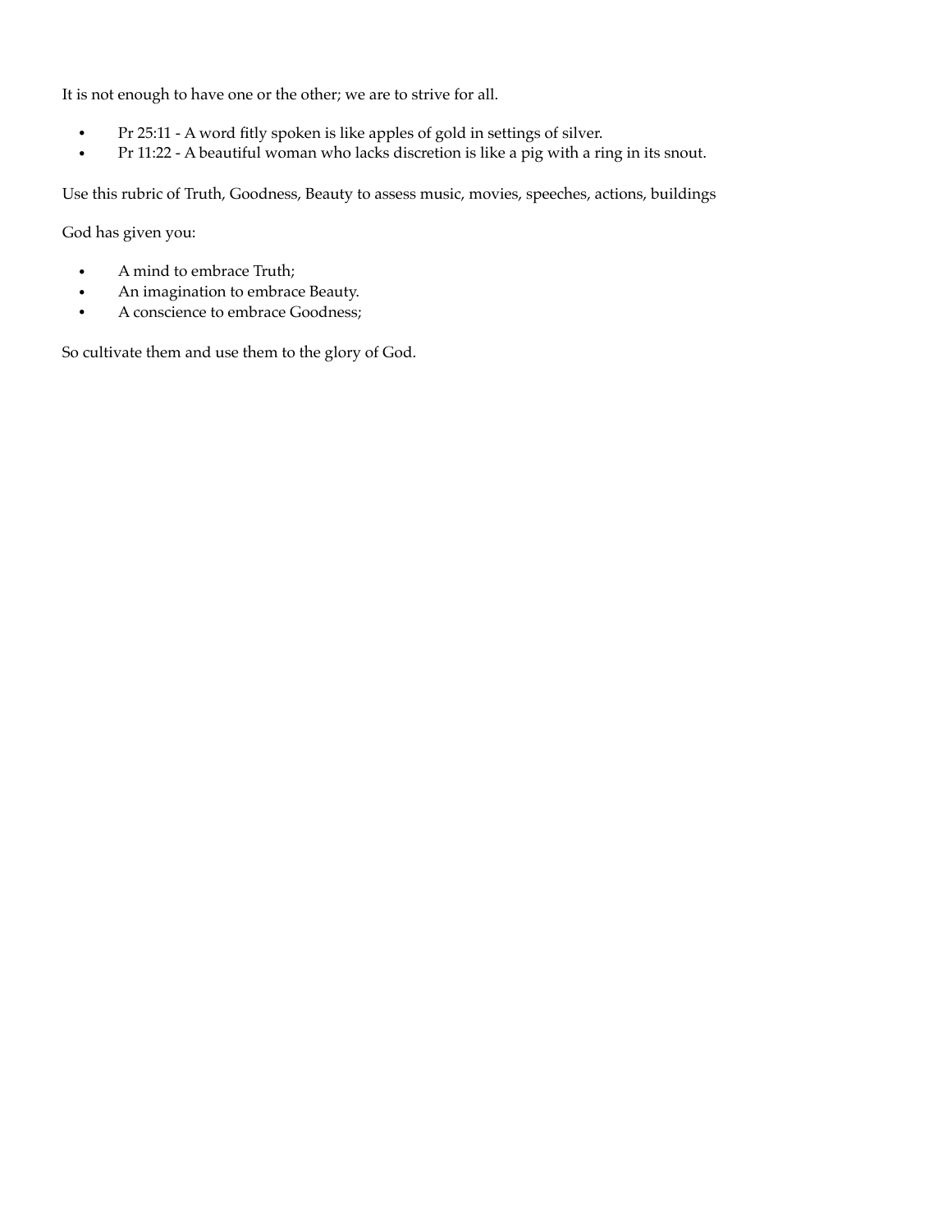It is not enough to have one or the other; we are to strive for all.

- Pr 25:11 - A word fitly spoken is like apples of gold in settings of silver.
- Pr 11:22 - A beautiful woman who lacks discretion is like a pig with a ring in its snout.

Use this rubric of Truth, Goodness, Beauty to assess music, movies, speeches, actions, buildings

God has given you:

- A mind to embrace Truth;
- An imagination to embrace Beauty.
- A conscience to embrace Goodness;

So cultivate them and use them to the glory of God.